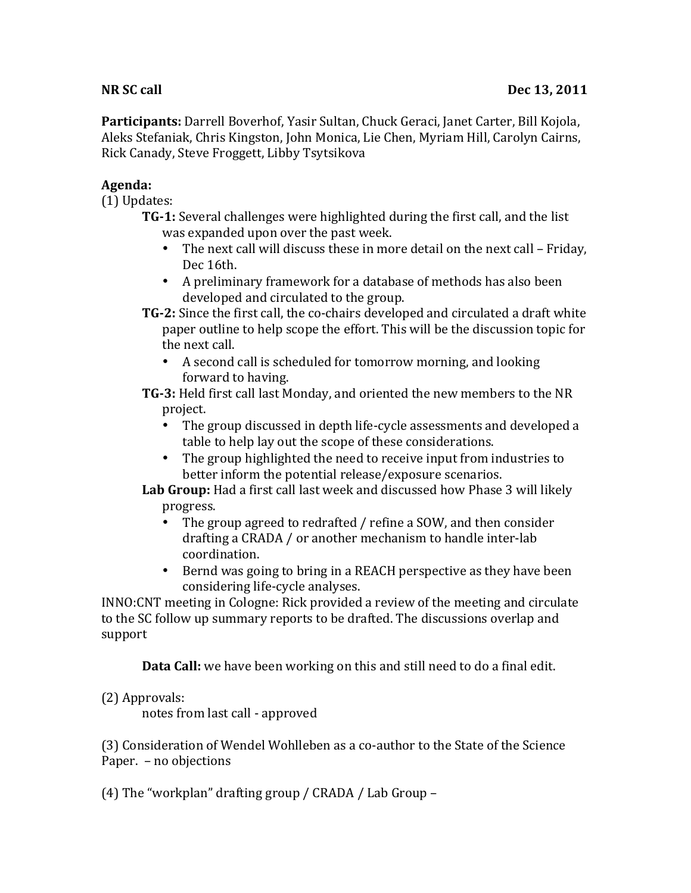**NR SC call** **Dec 13, 2011**

**Participants:** Darrell Boverhof, Yasir Sultan, Chuck Geraci, Janet Carter, Bill Kojola, Aleks Stefaniak, Chris Kingston, John Monica, Lie Chen, Myriam Hill, Carolyn Cairns, Rick Canady, Steve Froggett, Libby Tsytsikova

**Agenda:**

(1) Updates:

**TG-1:** Several challenges were highlighted during the first call, and the list was expanded upon over the past week.

- The next call will discuss these in more detail on the next call – Friday, Dec 16th.
- A preliminary framework for a database of methods has also been developed and circulated to the group.

**TG-2:** Since the first call, the co-chairs developed and circulated a draft white paper outline to help scope the effort. This will be the discussion topic for the next call.

- A second call is scheduled for tomorrow morning, and looking forward to having.

**TG-3:** Held first call last Monday, and oriented the new members to the NR project.

- The group discussed in depth life-cycle assessments and developed a table to help lay out the scope of these considerations.
- The group highlighted the need to receive input from industries to better inform the potential release/exposure scenarios.

**Lab Group:** Had a first call last week and discussed how Phase 3 will likely progress.

- The group agreed to redrafted / refine a SOW, and then consider drafting a CRADA / or another mechanism to handle inter-lab coordination.
- Bernd was going to bring in a REACH perspective as they have been considering life-cycle analyses.

INNO:CNT meeting in Cologne: Rick provided a review of the meeting and circulate to the SC follow up summary reports to be drafted. The discussions overlap and support

**Data Call:** we have been working on this and still need to do a final edit.

(2) Approvals:

notes from last call - approved

(3) Consideration of Wendel Wohlleben as a co-author to the State of the Science Paper. – no objections

(4) The "workplan" drafting group / CRADA / Lab Group –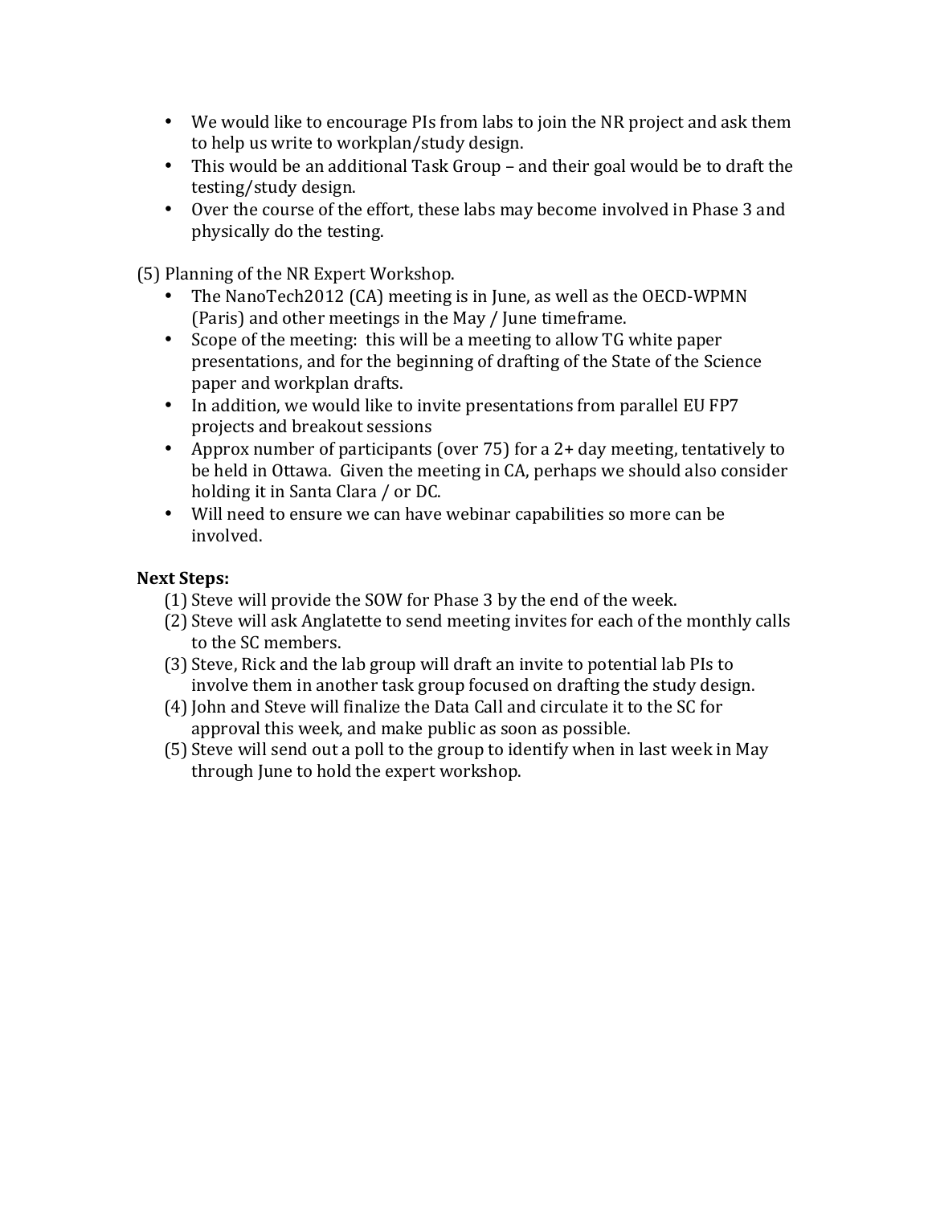- We would like to encourage PIs from labs to join the NR project and ask them to help us write to workplan/study design.
- This would be an additional Task Group – and their goal would be to draft the testing/study design.
- Over the course of the effort, these labs may become involved in Phase 3 and physically do the testing.

(5) Planning of the NR Expert Workshop.

- The NanoTech2012 (CA) meeting is in June, as well as the OECD-WPMN (Paris) and other meetings in the May / June timeframe.
- Scope of the meeting: this will be a meeting to allow TG white paper presentations, and for the beginning of drafting of the State of the Science paper and workplan drafts.
- In addition, we would like to invite presentations from parallel EU FP7 projects and breakout sessions
- Approx number of participants (over 75) for a 2+ day meeting, tentatively to be held in Ottawa. Given the meeting in CA, perhaps we should also consider holding it in Santa Clara / or DC.
- Will need to ensure we can have webinar capabilities so more can be involved.

**Next Steps:**

(1) Steve will provide the SOW for Phase 3 by the end of the week.
(2) Steve will ask Anglatette to send meeting invites for each of the monthly calls to the SC members.
(3) Steve, Rick and the lab group will draft an invite to potential lab PIs to involve them in another task group focused on drafting the study design.
(4) John and Steve will finalize the Data Call and circulate it to the SC for approval this week, and make public as soon as possible.
(5) Steve will send out a poll to the group to identify when in last week in May through June to hold the expert workshop.